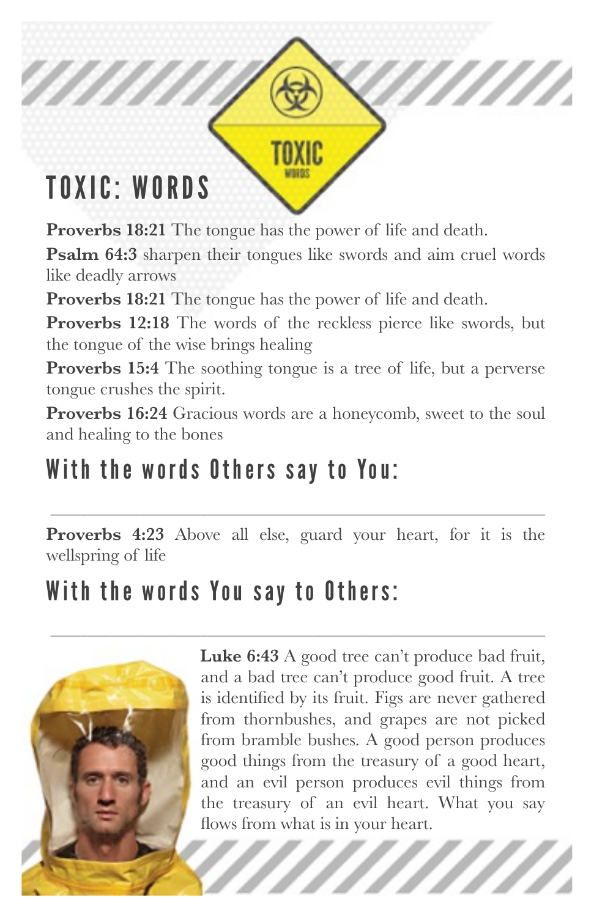# TOXIC: WORDS

**Proverbs 18:21** The tongue has the power of life and death.

**Psalm 64:3** sharpen their tongues like swords and aim cruel words like deadly arrows

**Proverbs 18:21** The tongue has the power of life and death.

**Proverbs 12:18** The words of the reckless pierce like swords, but the tongue of the wise brings healing

**Proverbs 15:4** The soothing tongue is a tree of life, but a perverse tongue crushes the spirit.

**Proverbs 16:24** Gracious words are a honeycomb, sweet to the soul and healing to the bones

## With the words Others say to You:

________________________________________________

**Proverbs 4:23** Above all else, guard your heart, for it is the wellspring of life

## With the words You say to Others:

________________________________________________

**Luke 6:43** A good tree can't produce bad fruit, and a bad tree can't produce good fruit. A tree is identified by its fruit. Figs are never gathered from thornbushes, and grapes are not picked from bramble bushes. A good person produces good things from the treasury of a good heart, and an evil person produces evil things from the treasury of an evil heart. What you say flows from what is in your heart.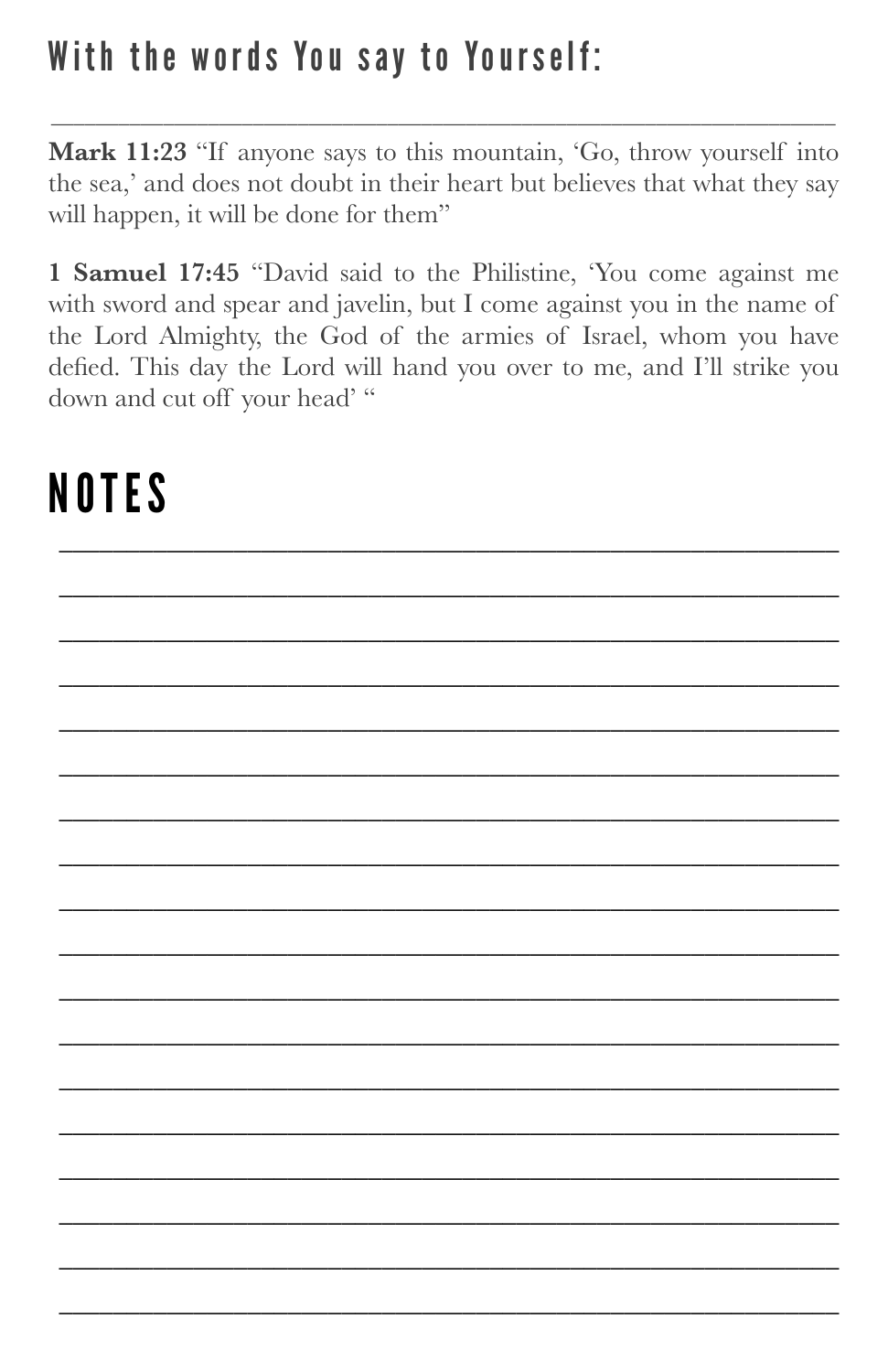## With the words You say to Yourself:

---

**Mark 11:23** "If anyone says to this mountain, 'Go, throw yourself into the sea,' and does not doubt in their heart but believes that what they say will happen, it will be done for them"

**1 Samuel 17:45** "David said to the Philistine, 'You come against me with sword and spear and javelin, but I come against you in the name of the Lord Almighty, the God of the armies of Israel, whom you have defied. This day the Lord will hand you over to me, and I'll strike you down and cut off your head' "

# NOTES

______________________________________________________________

______________________________________________________________

______________________________________________________________

______________________________________________________________

______________________________________________________________

______________________________________________________________

______________________________________________________________

______________________________________________________________

______________________________________________________________

______________________________________________________________

______________________________________________________________

______________________________________________________________

______________________________________________________________

______________________________________________________________

______________________________________________________________

______________________________________________________________

______________________________________________________________

______________________________________________________________